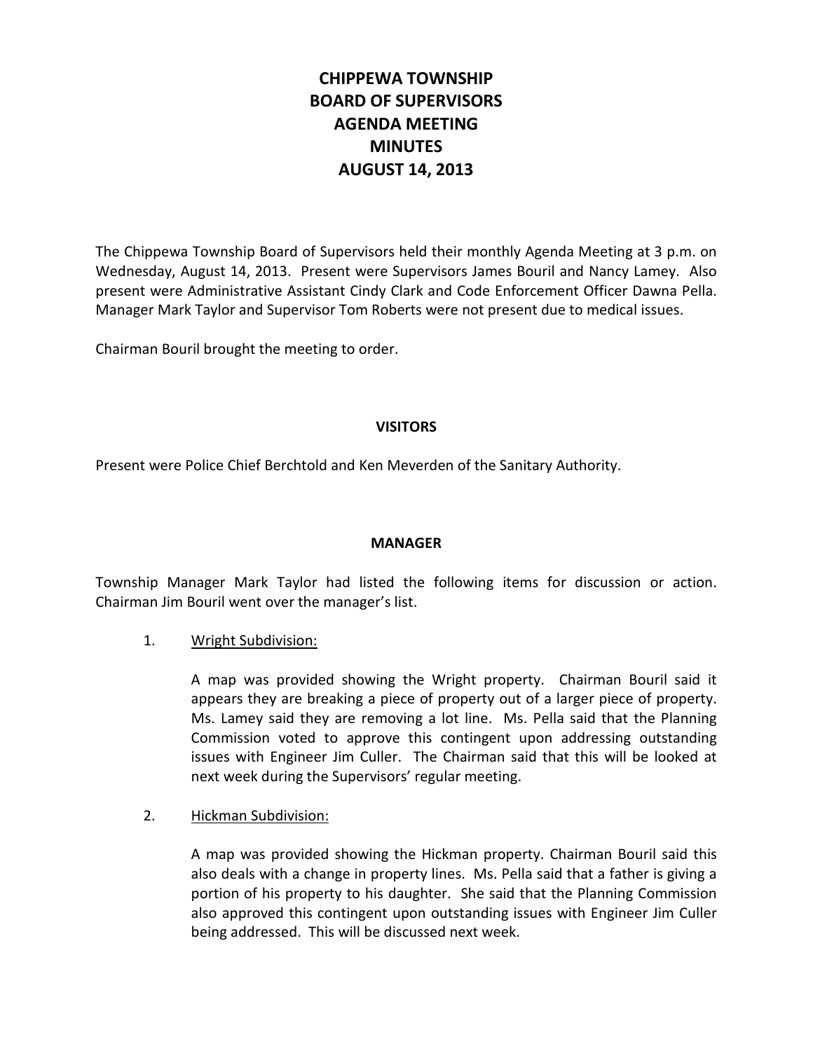# CHIPPEWA TOWNSHIP
# BOARD OF SUPERVISORS
# AGENDA MEETING
# MINUTES
# AUGUST 14, 2013

The Chippewa Township Board of Supervisors held their monthly Agenda Meeting at 3 p.m. on Wednesday, August 14, 2013. Present were Supervisors James Bouril and Nancy Lamey. Also present were Administrative Assistant Cindy Clark and Code Enforcement Officer Dawna Pella. Manager Mark Taylor and Supervisor Tom Roberts were not present due to medical issues.

Chairman Bouril brought the meeting to order.

## VISITORS

Present were Police Chief Berchtold and Ken Meverden of the Sanitary Authority.

## MANAGER

Township Manager Mark Taylor had listed the following items for discussion or action. Chairman Jim Bouril went over the manager's list.

1. Wright Subdivision:

   A map was provided showing the Wright property. Chairman Bouril said it appears they are breaking a piece of property out of a larger piece of property. Ms. Lamey said they are removing a lot line. Ms. Pella said that the Planning Commission voted to approve this contingent upon addressing outstanding issues with Engineer Jim Culler. The Chairman said that this will be looked at next week during the Supervisors' regular meeting.

2. Hickman Subdivision:

   A map was provided showing the Hickman property. Chairman Bouril said this also deals with a change in property lines. Ms. Pella said that a father is giving a portion of his property to his daughter. She said that the Planning Commission also approved this contingent upon outstanding issues with Engineer Jim Culler being addressed. This will be discussed next week.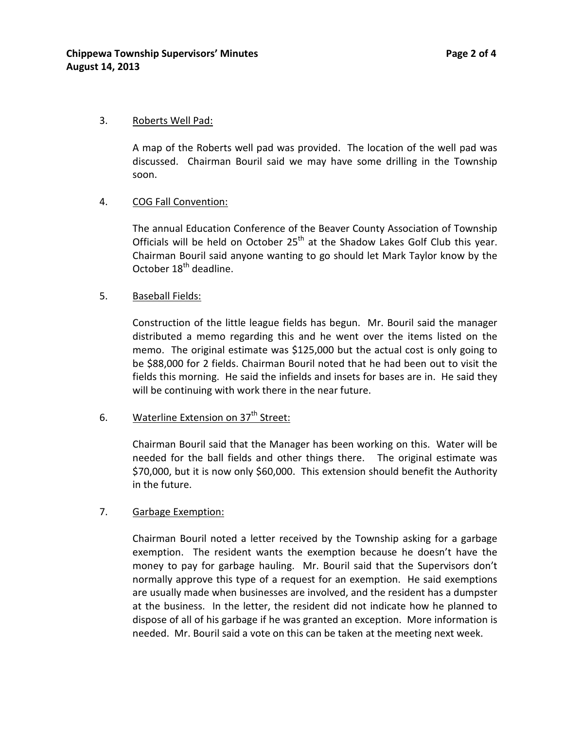3. Roberts Well Pad:

   A map of the Roberts well pad was provided. The location of the well pad was discussed. Chairman Bouril said we may have some drilling in the Township soon.

4. COG Fall Convention:

   The annual Education Conference of the Beaver County Association of Township Officials will be held on October 25th at the Shadow Lakes Golf Club this year. Chairman Bouril said anyone wanting to go should let Mark Taylor know by the October 18th deadline.

5. Baseball Fields:

   Construction of the little league fields has begun. Mr. Bouril said the manager distributed a memo regarding this and he went over the items listed on the memo. The original estimate was $125,000 but the actual cost is only going to be $88,000 for 2 fields. Chairman Bouril noted that he had been out to visit the fields this morning. He said the infields and insets for bases are in. He said they will be continuing with work there in the near future.

6. Waterline Extension on 37th Street:

   Chairman Bouril said that the Manager has been working on this. Water will be needed for the ball fields and other things there. The original estimate was $70,000, but it is now only $60,000. This extension should benefit the Authority in the future.

7. Garbage Exemption:

   Chairman Bouril noted a letter received by the Township asking for a garbage exemption. The resident wants the exemption because he doesn't have the money to pay for garbage hauling. Mr. Bouril said that the Supervisors don't normally approve this type of a request for an exemption. He said exemptions are usually made when businesses are involved, and the resident has a dumpster at the business. In the letter, the resident did not indicate how he planned to dispose of all of his garbage if he was granted an exception. More information is needed. Mr. Bouril said a vote on this can be taken at the meeting next week.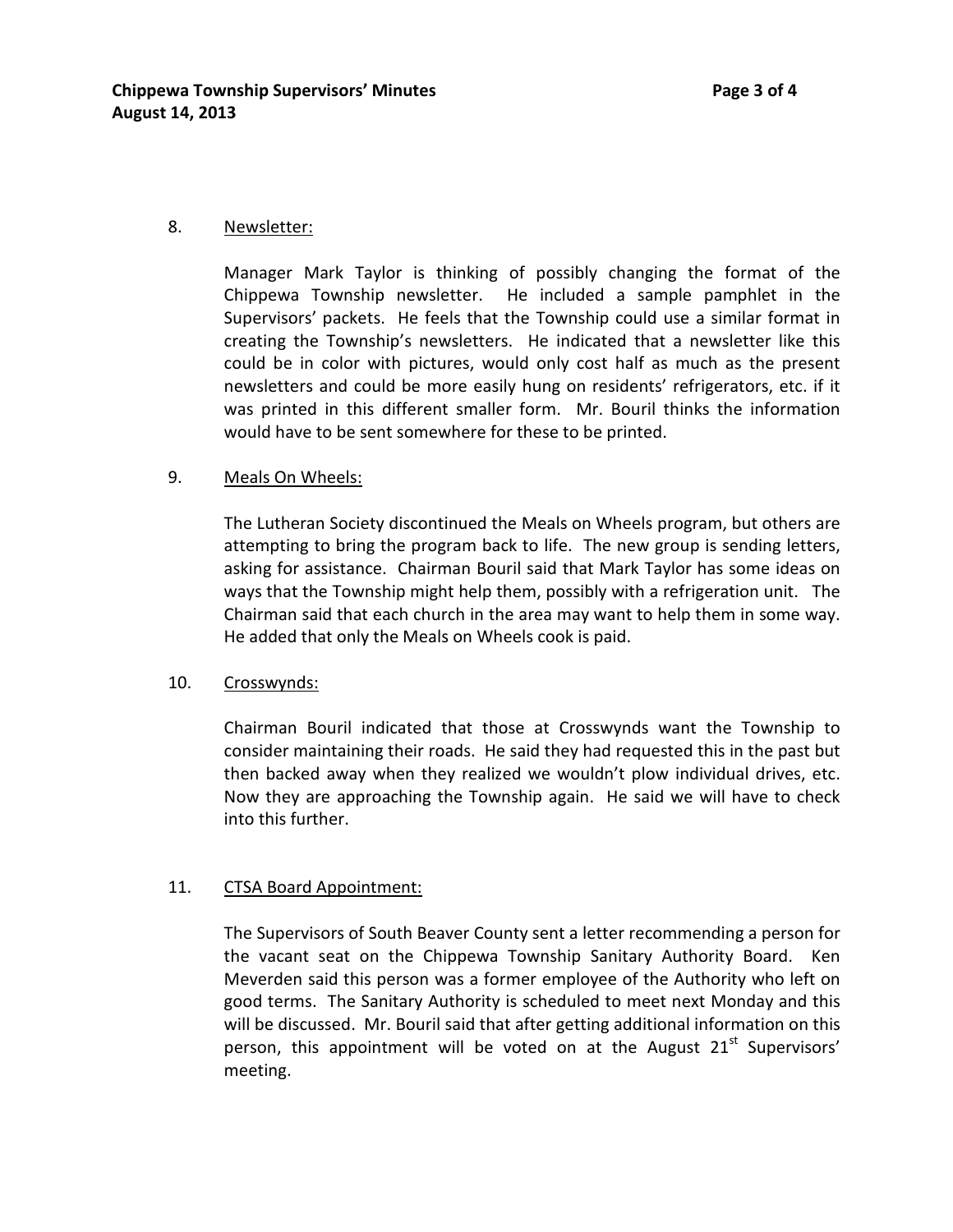8. Newsletter:

   Manager Mark Taylor is thinking of possibly changing the format of the Chippewa Township newsletter. He included a sample pamphlet in the Supervisors' packets. He feels that the Township could use a similar format in creating the Township's newsletters. He indicated that a newsletter like this could be in color with pictures, would only cost half as much as the present newsletters and could be more easily hung on residents' refrigerators, etc. if it was printed in this different smaller form. Mr. Bouril thinks the information would have to be sent somewhere for these to be printed.

9. Meals On Wheels:

   The Lutheran Society discontinued the Meals on Wheels program, but others are attempting to bring the program back to life. The new group is sending letters, asking for assistance. Chairman Bouril said that Mark Taylor has some ideas on ways that the Township might help them, possibly with a refrigeration unit. The Chairman said that each church in the area may want to help them in some way. He added that only the Meals on Wheels cook is paid.

10. Crosswynds:

    Chairman Bouril indicated that those at Crosswynds want the Township to consider maintaining their roads. He said they had requested this in the past but then backed away when they realized we wouldn't plow individual drives, etc. Now they are approaching the Township again. He said we will have to check into this further.

11. CTSA Board Appointment:

    The Supervisors of South Beaver County sent a letter recommending a person for the vacant seat on the Chippewa Township Sanitary Authority Board. Ken Meverden said this person was a former employee of the Authority who left on good terms. The Sanitary Authority is scheduled to meet next Monday and this will be discussed. Mr. Bouril said that after getting additional information on this person, this appointment will be voted on at the August 21st Supervisors' meeting.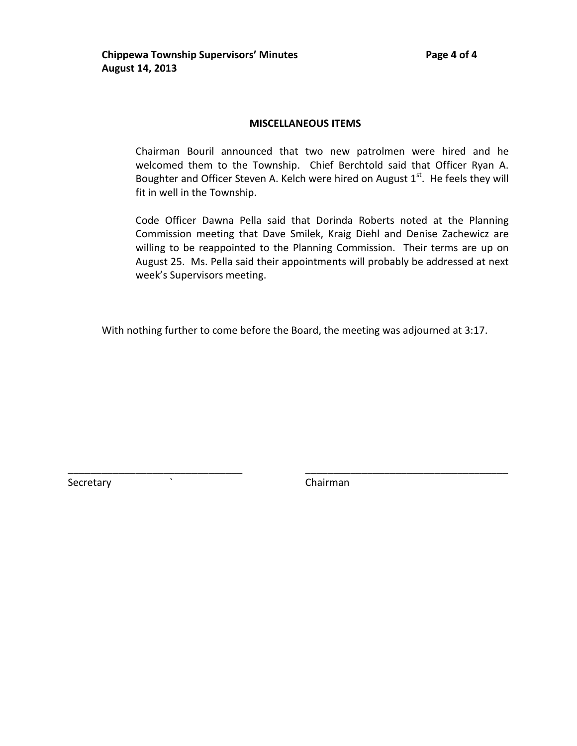### MISCELLANEOUS ITEMS

Chairman Bouril announced that two new patrolmen were hired and he welcomed them to the Township. Chief Berchtold said that Officer Ryan A. Boughter and Officer Steven A. Kelch were hired on August 1st. He feels they will fit in well in the Township.

Code Officer Dawna Pella said that Dorinda Roberts noted at the Planning Commission meeting that Dave Smilek, Kraig Diehl and Denise Zachewicz are willing to be reappointed to the Planning Commission. Their terms are up on August 25. Ms. Pella said their appointments will probably be addressed at next week's Supervisors meeting.

With nothing further to come before the Board, the meeting was adjourned at 3:17.

_______________________________ Secretary

_____________________________________ Chairman